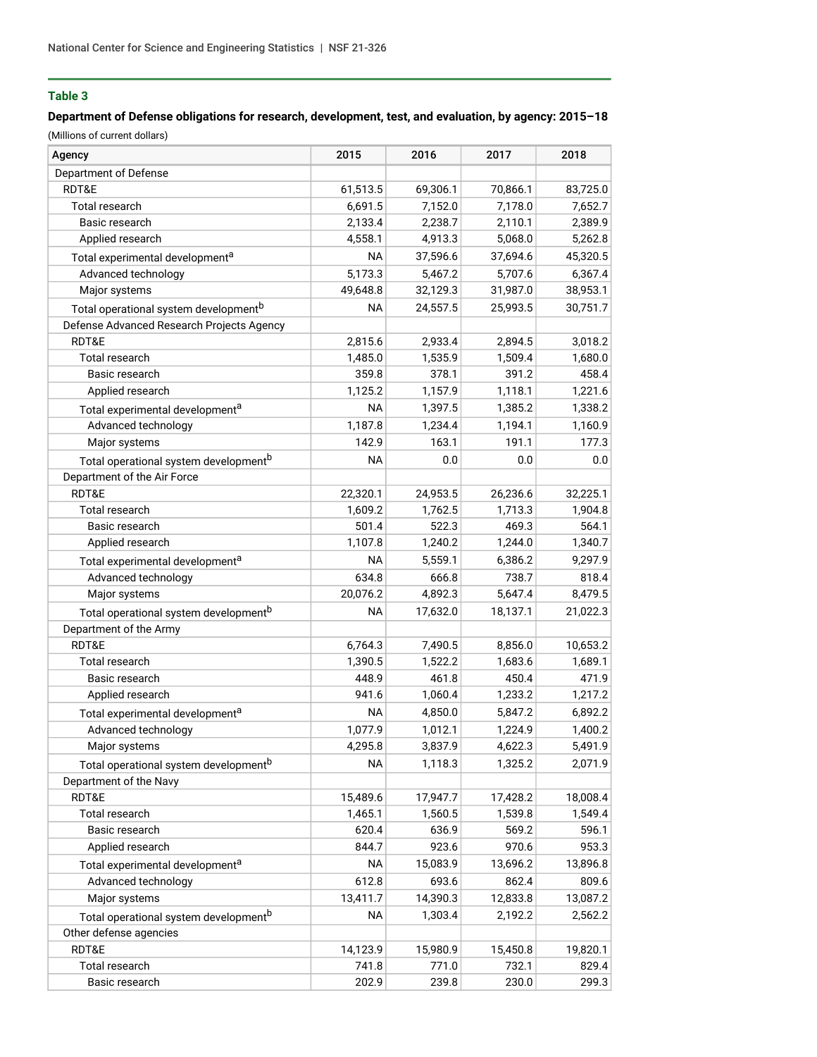### Table 3

**Department of Defense obligations for research, development, test, and evaluation, by agency: 2015–18**

(Millions of current dollars)

| Agency | 2015 | 2016 | 2017 | 2018 |
|---|---|---|---|---|
| Department of Defense | | | | |
| RDT&E | 61,513.5 | 69,306.1 | 70,866.1 | 83,725.0 |
| Total research | 6,691.5 | 7,152.0 | 7,178.0 | 7,652.7 |
| Basic research | 2,133.4 | 2,238.7 | 2,110.1 | 2,389.9 |
| Applied research | 4,558.1 | 4,913.3 | 5,068.0 | 5,262.8 |
| Total experimental development[a] | NA | 37,596.6 | 37,694.6 | 45,320.5 |
| Advanced technology | 5,173.3 | 5,467.2 | 5,707.6 | 6,367.4 |
| Major systems | 49,648.8 | 32,129.3 | 31,987.0 | 38,953.1 |
| Total operational system development[b] | NA | 24,557.5 | 25,993.5 | 30,751.7 |
| Defense Advanced Research Projects Agency | | | | |
| RDT&E | 2,815.6 | 2,933.4 | 2,894.5 | 3,018.2 |
| Total research | 1,485.0 | 1,535.9 | 1,509.4 | 1,680.0 |
| Basic research | 359.8 | 378.1 | 391.2 | 458.4 |
| Applied research | 1,125.2 | 1,157.9 | 1,118.1 | 1,221.6 |
| Total experimental development[a] | NA | 1,397.5 | 1,385.2 | 1,338.2 |
| Advanced technology | 1,187.8 | 1,234.4 | 1,194.1 | 1,160.9 |
| Major systems | 142.9 | 163.1 | 191.1 | 177.3 |
| Total operational system development[b] | NA | 0.0 | 0.0 | 0.0 |
| Department of the Air Force | | | | |
| RDT&E | 22,320.1 | 24,953.5 | 26,236.6 | 32,225.1 |
| Total research | 1,609.2 | 1,762.5 | 1,713.3 | 1,904.8 |
| Basic research | 501.4 | 522.3 | 469.3 | 564.1 |
| Applied research | 1,107.8 | 1,240.2 | 1,244.0 | 1,340.7 |
| Total experimental development[a] | NA | 5,559.1 | 6,386.2 | 9,297.9 |
| Advanced technology | 634.8 | 666.8 | 738.7 | 818.4 |
| Major systems | 20,076.2 | 4,892.3 | 5,647.4 | 8,479.5 |
| Total operational system development[b] | NA | 17,632.0 | 18,137.1 | 21,022.3 |
| Department of the Army | | | | |
| RDT&E | 6,764.3 | 7,490.5 | 8,856.0 | 10,653.2 |
| Total research | 1,390.5 | 1,522.2 | 1,683.6 | 1,689.1 |
| Basic research | 448.9 | 461.8 | 450.4 | 471.9 |
| Applied research | 941.6 | 1,060.4 | 1,233.2 | 1,217.2 |
| Total experimental development[a] | NA | 4,850.0 | 5,847.2 | 6,892.2 |
| Advanced technology | 1,077.9 | 1,012.1 | 1,224.9 | 1,400.2 |
| Major systems | 4,295.8 | 3,837.9 | 4,622.3 | 5,491.9 |
| Total operational system development[b] | NA | 1,118.3 | 1,325.2 | 2,071.9 |
| Department of the Navy | | | | |
| RDT&E | 15,489.6 | 17,947.7 | 17,428.2 | 18,008.4 |
| Total research | 1,465.1 | 1,560.5 | 1,539.8 | 1,549.4 |
| Basic research | 620.4 | 636.9 | 569.2 | 596.1 |
| Applied research | 844.7 | 923.6 | 970.6 | 953.3 |
| Total experimental development[a] | NA | 15,083.9 | 13,696.2 | 13,896.8 |
| Advanced technology | 612.8 | 693.6 | 862.4 | 809.6 |
| Major systems | 13,411.7 | 14,390.3 | 12,833.8 | 13,087.2 |
| Total operational system development[b] | NA | 1,303.4 | 2,192.2 | 2,562.2 |
| Other defense agencies | | | | |
| RDT&E | 14,123.9 | 15,980.9 | 15,450.8 | 19,820.1 |
| Total research | 741.8 | 771.0 | 732.1 | 829.4 |
| Basic research | 202.9 | 239.8 | 230.0 | 299.3 |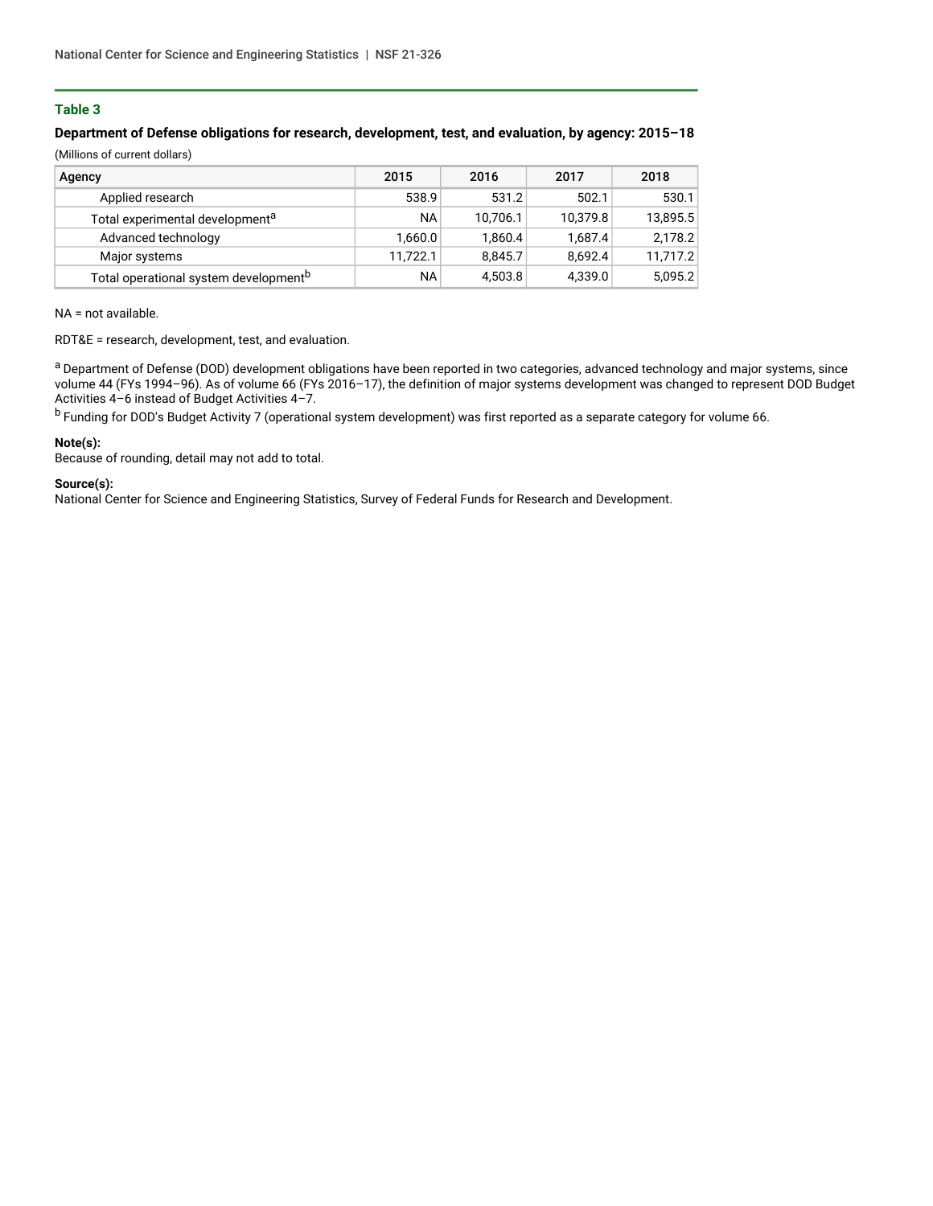### Table 3

**Department of Defense obligations for research, development, test, and evaluation, by agency: 2015–18**

(Millions of current dollars)

| Agency | 2015 | 2016 | 2017 | 2018 |
|---|---|---|---|---|
| Applied research | 538.9 | 531.2 | 502.1 | 530.1 |
| Total experimental development[a] | NA | 10,706.1 | 10,379.8 | 13,895.5 |
| Advanced technology | 1,660.0 | 1,860.4 | 1,687.4 | 2,178.2 |
| Major systems | 11,722.1 | 8,845.7 | 8,692.4 | 11,717.2 |
| Total operational system development[b] | NA | 4,503.8 | 4,339.0 | 5,095.2 |

NA = not available.

RDT&E = research, development, test, and evaluation.

[a] Department of Defense (DOD) development obligations have been reported in two categories, advanced technology and major systems, since volume 44 (FYs 1994–96). As of volume 66 (FYs 2016–17), the definition of major systems development was changed to represent DOD Budget Activities 4–6 instead of Budget Activities 4–7.

[b] Funding for DOD's Budget Activity 7 (operational system development) was first reported as a separate category for volume 66.

**Note(s):**
Because of rounding, detail may not add to total.

**Source(s):**
National Center for Science and Engineering Statistics, Survey of Federal Funds for Research and Development.